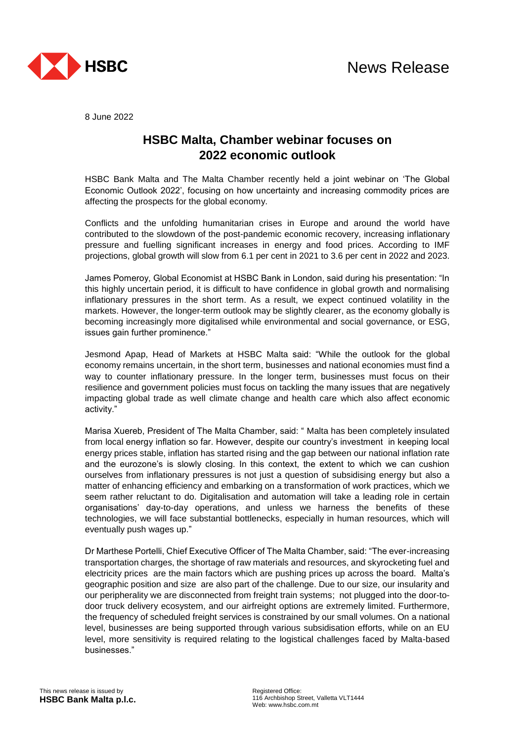News Release

8 June 2022

# HSBC Malta, Chamber webinar focuses on 2022 economic outlook

HSBC Bank Malta and The Malta Chamber recently held a joint webinar on 'The Global Economic Outlook 2022', focusing on how uncertainty and increasing commodity prices are affecting the prospects for the global economy.

Conflicts and the unfolding humanitarian crises in Europe and around the world have contributed to the slowdown of the post-pandemic economic recovery, increasing inflationary pressure and fuelling significant increases in energy and food prices. According to IMF projections, global growth will slow from 6.1 per cent in 2021 to 3.6 per cent in 2022 and 2023.

James Pomeroy, Global Economist at HSBC Bank in London, said during his presentation: "In this highly uncertain period, it is difficult to have confidence in global growth and normalising inflationary pressures in the short term. As a result, we expect continued volatility in the markets. However, the longer-term outlook may be slightly clearer, as the economy globally is becoming increasingly more digitalised while environmental and social governance, or ESG, issues gain further prominence."

Jesmond Apap, Head of Markets at HSBC Malta said: "While the outlook for the global economy remains uncertain, in the short term, businesses and national economies must find a way to counter inflationary pressure. In the longer term, businesses must focus on their resilience and government policies must focus on tackling the many issues that are negatively impacting global trade as well climate change and health care which also affect economic activity."

Marisa Xuereb, President of The Malta Chamber, said: " Malta has been completely insulated from local energy inflation so far. However, despite our country's investment in keeping local energy prices stable, inflation has started rising and the gap between our national inflation rate and the eurozone's is slowly closing. In this context, the extent to which we can cushion ourselves from inflationary pressures is not just a question of subsidising energy but also a matter of enhancing efficiency and embarking on a transformation of work practices, which we seem rather reluctant to do. Digitalisation and automation will take a leading role in certain organisations' day-to-day operations, and unless we harness the benefits of these technologies, we will face substantial bottlenecks, especially in human resources, which will eventually push wages up."

Dr Marthese Portelli, Chief Executive Officer of The Malta Chamber, said: "The ever-increasing transportation charges, the shortage of raw materials and resources, and skyrocketing fuel and electricity prices are the main factors which are pushing prices up across the board. Malta's geographic position and size are also part of the challenge. Due to our size, our insularity and our peripherality we are disconnected from freight train systems; not plugged into the door-to-door truck delivery ecosystem, and our airfreight options are extremely limited. Furthermore, the frequency of scheduled freight services is constrained by our small volumes. On a national level, businesses are being supported through various subsidisation efforts, while on an EU level, more sensitivity is required relating to the logistical challenges faced by Malta-based businesses."

This news release is issued by
**HSBC Bank Malta p.l.c.**

Registered Office:
116 Archbishop Street, Valletta VLT1444
Web: www.hsbc.com.mt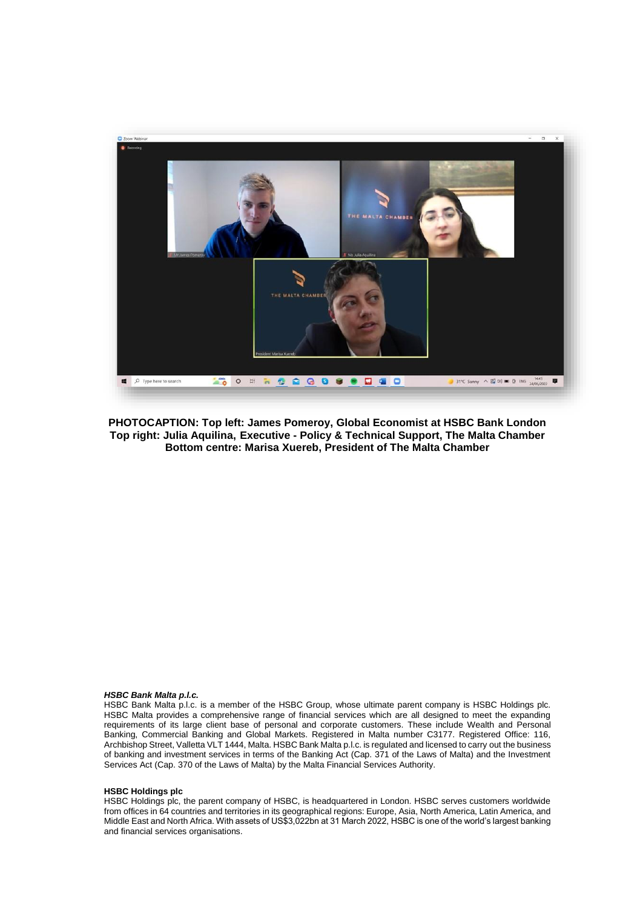**PHOTOCAPTION: Top left: James Pomeroy, Global Economist at HSBC Bank London Top right: Julia Aquilina, Executive - Policy & Technical Support, The Malta Chamber Bottom centre: Marisa Xuereb, President of The Malta Chamber**

***HSBC Bank Malta p.l.c.***

HSBC Bank Malta p.l.c. is a member of the HSBC Group, whose ultimate parent company is HSBC Holdings plc. HSBC Malta provides a comprehensive range of financial services which are all designed to meet the expanding requirements of its large client base of personal and corporate customers. These include Wealth and Personal Banking, Commercial Banking and Global Markets. Registered in Malta number C3177. Registered Office: 116, Archbishop Street, Valletta VLT 1444, Malta. HSBC Bank Malta p.l.c. is regulated and licensed to carry out the business of banking and investment services in terms of the Banking Act (Cap. 371 of the Laws of Malta) and the Investment Services Act (Cap. 370 of the Laws of Malta) by the Malta Financial Services Authority.

**HSBC Holdings plc**

HSBC Holdings plc, the parent company of HSBC, is headquartered in London. HSBC serves customers worldwide from offices in 64 countries and territories in its geographical regions: Europe, Asia, North America, Latin America, and Middle East and North Africa. With assets of US$3,022bn at 31 March 2022, HSBC is one of the world's largest banking and financial services organisations.